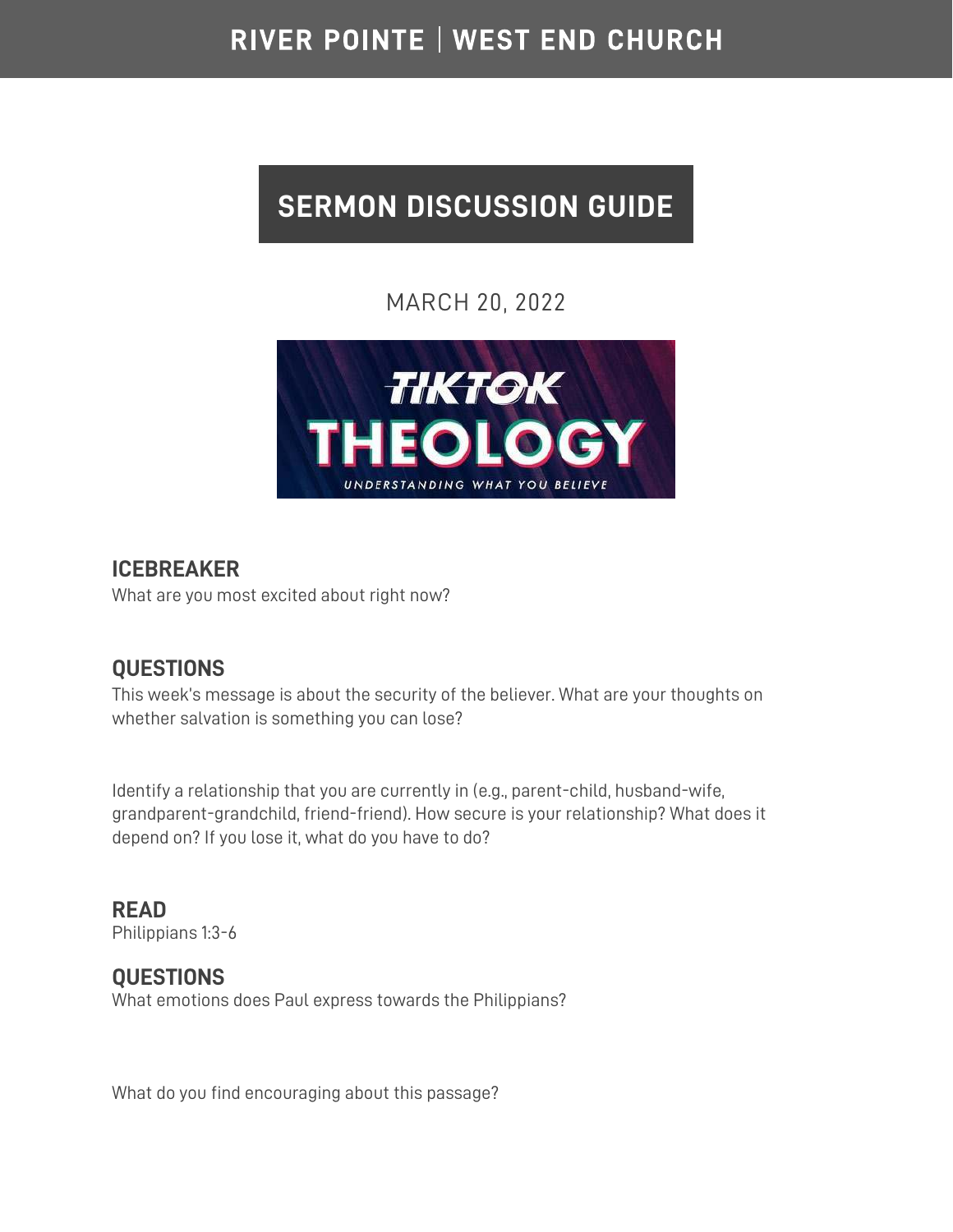RIVER POINTE | WEST END CHURCH

# SERMON DISCUSSION GUIDE

MARCH 20, 2022

TIKTOK THEOLOGY

UNDERSTANDING WHAT YOU BELIEVE

## ICEBREAKER

What are you most excited about right now?

## QUESTIONS

This week's message is about the security of the believer. What are your thoughts on whether salvation is something you can lose?

Identify a relationship that you are currently in (e.g., parent-child, husband-wife, grandparent-grandchild, friend-friend). How secure is your relationship? What does it depend on? If you lose it, what do you have to do?

## READ

Philippians 1:3-6

## QUESTIONS

What emotions does Paul express towards the Philippians?

What do you find encouraging about this passage?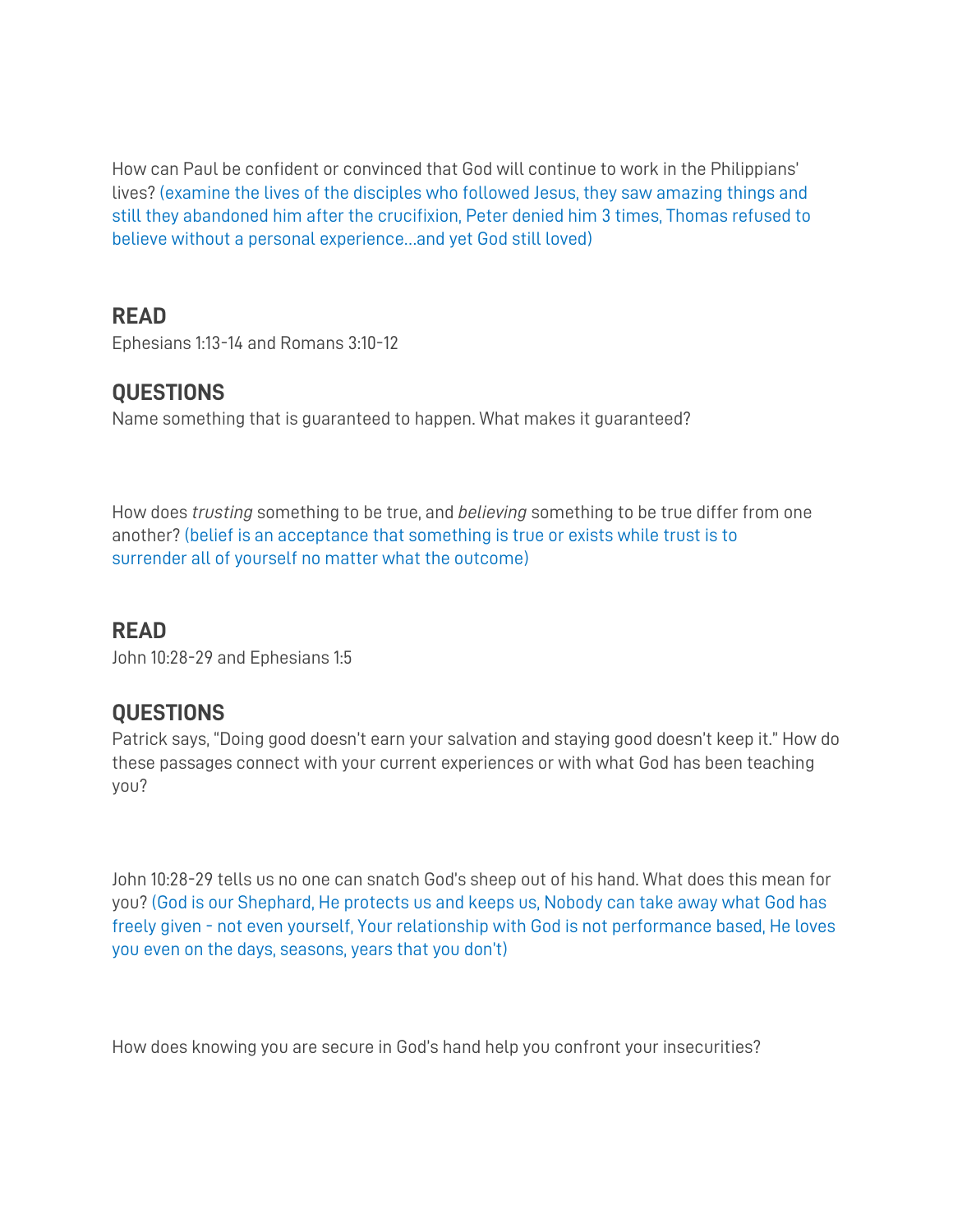How can Paul be confident or convinced that God will continue to work in the Philippians' lives? (examine the lives of the disciples who followed Jesus, they saw amazing things and still they abandoned him after the crucifixion, Peter denied him 3 times, Thomas refused to believe without a personal experience…and yet God still loved)

## READ

Ephesians 1:13-14 and Romans 3:10-12

## QUESTIONS

Name something that is guaranteed to happen. What makes it guaranteed?

How does *trusting* something to be true, and *believing* something to be true differ from one another? (belief is an acceptance that something is true or exists while trust is to surrender all of yourself no matter what the outcome)

## READ

John 10:28-29 and Ephesians 1:5

## QUESTIONS

Patrick says, "Doing good doesn't earn your salvation and staying good doesn't keep it." How do these passages connect with your current experiences or with what God has been teaching you?

John 10:28-29 tells us no one can snatch God's sheep out of his hand. What does this mean for you? (God is our Shephard, He protects us and keeps us, Nobody can take away what God has freely given - not even yourself, Your relationship with God is not performance based, He loves you even on the days, seasons, years that you don't)

How does knowing you are secure in God's hand help you confront your insecurities?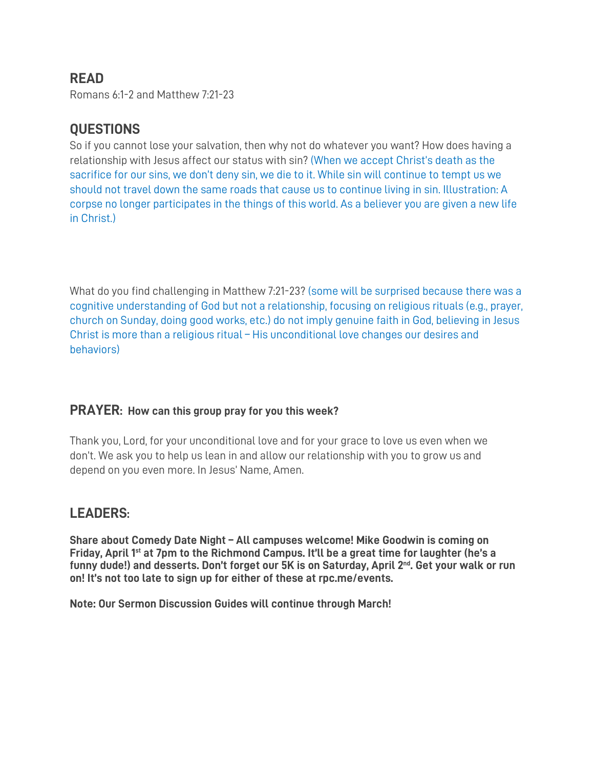## READ

Romans 6:1-2 and Matthew 7:21-23

## QUESTIONS

So if you cannot lose your salvation, then why not do whatever you want? How does having a relationship with Jesus affect our status with sin? (When we accept Christ's death as the sacrifice for our sins, we don't deny sin, we die to it. While sin will continue to tempt us we should not travel down the same roads that cause us to continue living in sin. Illustration: A corpse no longer participates in the things of this world. As a believer you are given a new life in Christ.)

What do you find challenging in Matthew 7:21-23? (some will be surprised because there was a cognitive understanding of God but not a relationship, focusing on religious rituals (e.g., prayer, church on Sunday, doing good works, etc.) do not imply genuine faith in God, believing in Jesus Christ is more than a religious ritual – His unconditional love changes our desires and behaviors)

## PRAYER: How can this group pray for you this week?

Thank you, Lord, for your unconditional love and for your grace to love us even when we don't. We ask you to help us lean in and allow our relationship with you to grow us and depend on you even more. In Jesus' Name, Amen.

## LEADERS:

**Share about Comedy Date Night – All campuses welcome! Mike Goodwin is coming on Friday, April 1st at 7pm to the Richmond Campus. It'll be a great time for laughter (he's a funny dude!) and desserts. Don't forget our 5K is on Saturday, April 2nd. Get your walk or run on! It's not too late to sign up for either of these at rpc.me/events.**

**Note: Our Sermon Discussion Guides will continue through March!**